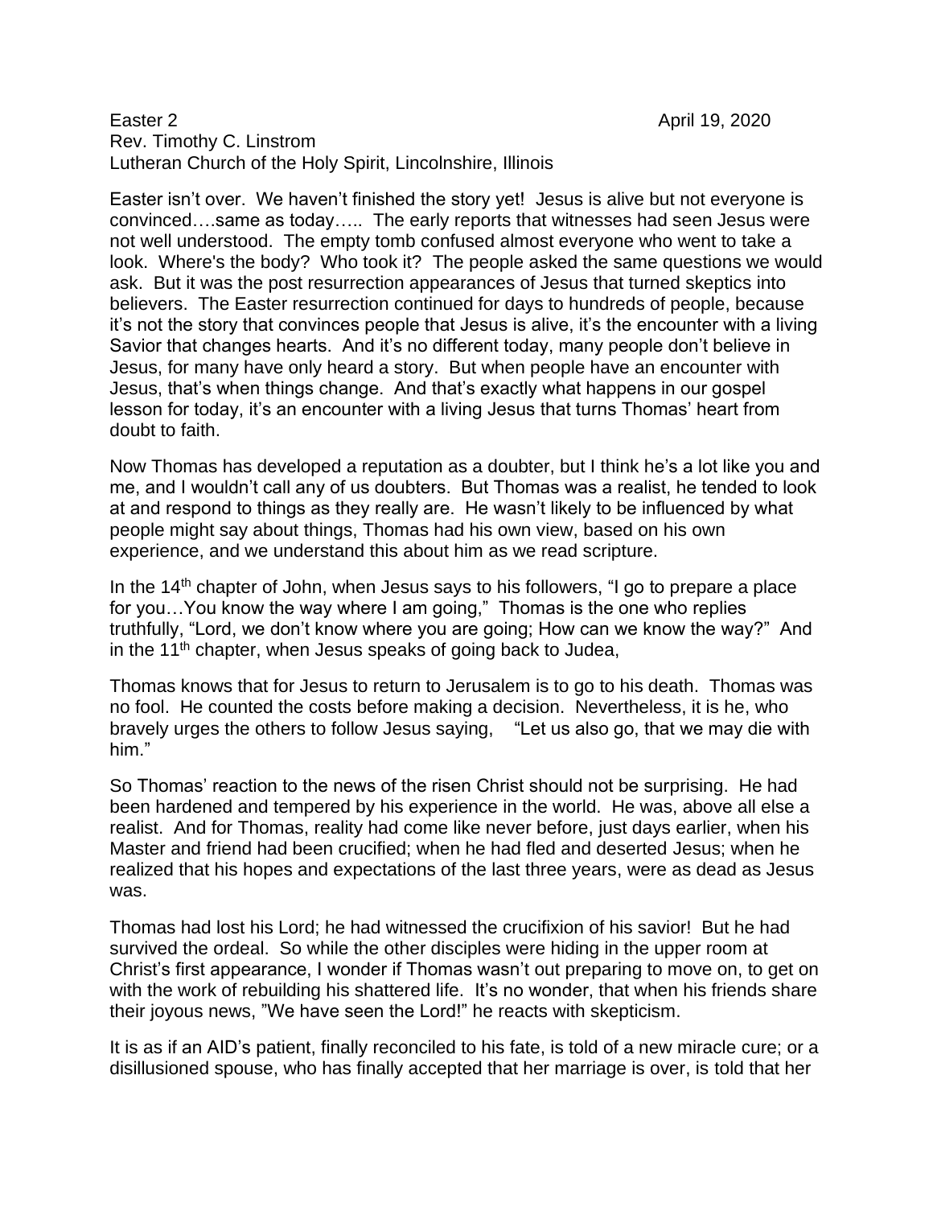Easter 2 April 19, 2020
Rev. Timothy C. Linstrom
Lutheran Church of the Holy Spirit, Lincolnshire, Illinois

Easter isn't over. We haven't finished the story yet! Jesus is alive but not everyone is convinced….same as today….. The early reports that witnesses had seen Jesus were not well understood. The empty tomb confused almost everyone who went to take a look. Where's the body? Who took it? The people asked the same questions we would ask. But it was the post resurrection appearances of Jesus that turned skeptics into believers. The Easter resurrection continued for days to hundreds of people, because it's not the story that convinces people that Jesus is alive, it's the encounter with a living Savior that changes hearts. And it's no different today, many people don't believe in Jesus, for many have only heard a story. But when people have an encounter with Jesus, that's when things change. And that's exactly what happens in our gospel lesson for today, it's an encounter with a living Jesus that turns Thomas' heart from doubt to faith.

Now Thomas has developed a reputation as a doubter, but I think he's a lot like you and me, and I wouldn't call any of us doubters. But Thomas was a realist, he tended to look at and respond to things as they really are. He wasn't likely to be influenced by what people might say about things, Thomas had his own view, based on his own experience, and we understand this about him as we read scripture.

In the 14th chapter of John, when Jesus says to his followers, "I go to prepare a place for you…You know the way where I am going," Thomas is the one who replies truthfully, "Lord, we don't know where you are going; How can we know the way?" And in the 11th chapter, when Jesus speaks of going back to Judea,

Thomas knows that for Jesus to return to Jerusalem is to go to his death. Thomas was no fool. He counted the costs before making a decision. Nevertheless, it is he, who bravely urges the others to follow Jesus saying, "Let us also go, that we may die with him."

So Thomas' reaction to the news of the risen Christ should not be surprising. He had been hardened and tempered by his experience in the world. He was, above all else a realist. And for Thomas, reality had come like never before, just days earlier, when his Master and friend had been crucified; when he had fled and deserted Jesus; when he realized that his hopes and expectations of the last three years, were as dead as Jesus was.

Thomas had lost his Lord; he had witnessed the crucifixion of his savior! But he had survived the ordeal. So while the other disciples were hiding in the upper room at Christ's first appearance, I wonder if Thomas wasn't out preparing to move on, to get on with the work of rebuilding his shattered life. It's no wonder, that when his friends share their joyous news, "We have seen the Lord!" he reacts with skepticism.

It is as if an AID's patient, finally reconciled to his fate, is told of a new miracle cure; or a disillusioned spouse, who has finally accepted that her marriage is over, is told that her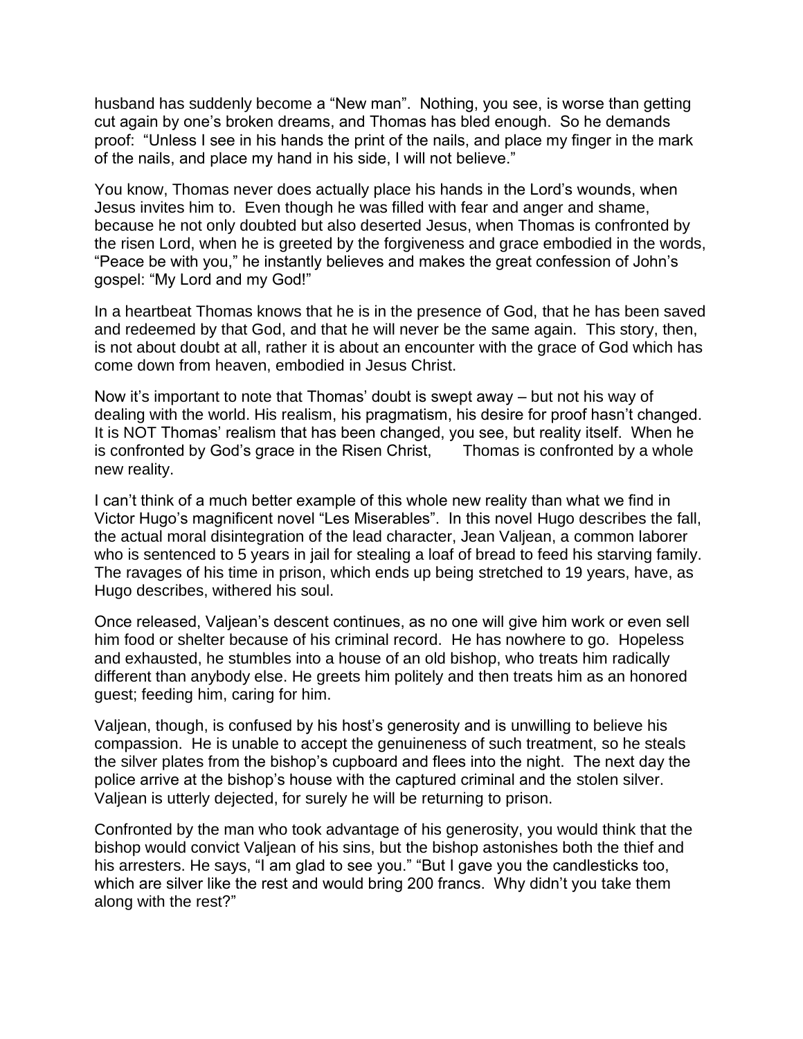husband has suddenly become a "New man". Nothing, you see, is worse than getting cut again by one's broken dreams, and Thomas has bled enough. So he demands proof: "Unless I see in his hands the print of the nails, and place my finger in the mark of the nails, and place my hand in his side, I will not believe."

You know, Thomas never does actually place his hands in the Lord's wounds, when Jesus invites him to. Even though he was filled with fear and anger and shame, because he not only doubted but also deserted Jesus, when Thomas is confronted by the risen Lord, when he is greeted by the forgiveness and grace embodied in the words, "Peace be with you," he instantly believes and makes the great confession of John's gospel: "My Lord and my God!"

In a heartbeat Thomas knows that he is in the presence of God, that he has been saved and redeemed by that God, and that he will never be the same again. This story, then, is not about doubt at all, rather it is about an encounter with the grace of God which has come down from heaven, embodied in Jesus Christ.

Now it's important to note that Thomas' doubt is swept away – but not his way of dealing with the world. His realism, his pragmatism, his desire for proof hasn't changed. It is NOT Thomas' realism that has been changed, you see, but reality itself. When he is confronted by God's grace in the Risen Christ, Thomas is confronted by a whole new reality.

I can't think of a much better example of this whole new reality than what we find in Victor Hugo's magnificent novel "Les Miserables". In this novel Hugo describes the fall, the actual moral disintegration of the lead character, Jean Valjean, a common laborer who is sentenced to 5 years in jail for stealing a loaf of bread to feed his starving family. The ravages of his time in prison, which ends up being stretched to 19 years, have, as Hugo describes, withered his soul.

Once released, Valjean's descent continues, as no one will give him work or even sell him food or shelter because of his criminal record. He has nowhere to go. Hopeless and exhausted, he stumbles into a house of an old bishop, who treats him radically different than anybody else. He greets him politely and then treats him as an honored guest; feeding him, caring for him.

Valjean, though, is confused by his host's generosity and is unwilling to believe his compassion. He is unable to accept the genuineness of such treatment, so he steals the silver plates from the bishop's cupboard and flees into the night. The next day the police arrive at the bishop's house with the captured criminal and the stolen silver. Valjean is utterly dejected, for surely he will be returning to prison.

Confronted by the man who took advantage of his generosity, you would think that the bishop would convict Valjean of his sins, but the bishop astonishes both the thief and his arresters. He says, "I am glad to see you." "But I gave you the candlesticks too, which are silver like the rest and would bring 200 francs. Why didn't you take them along with the rest?"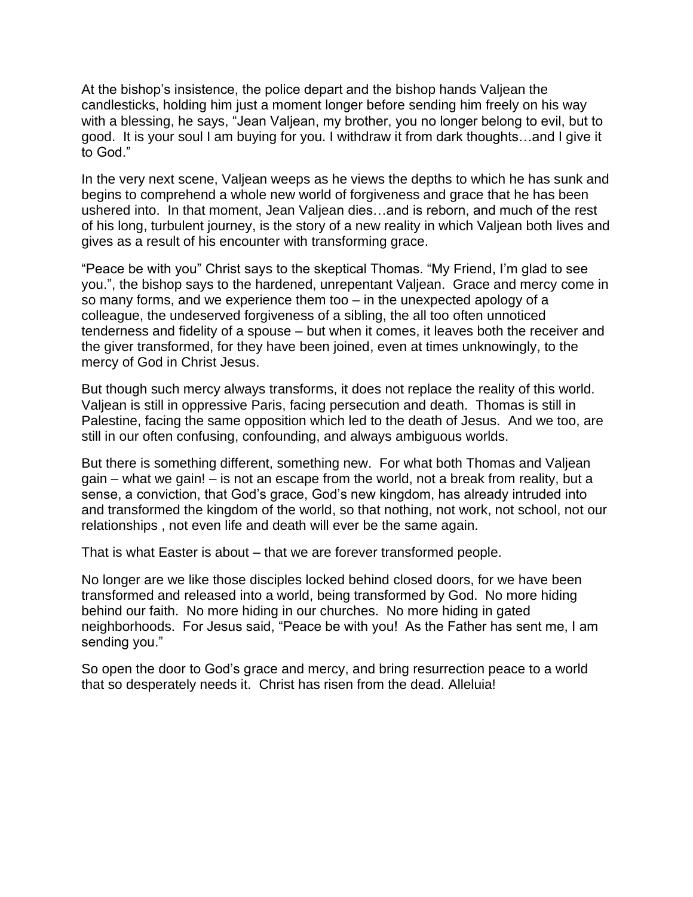At the bishop's insistence, the police depart and the bishop hands Valjean the candlesticks, holding him just a moment longer before sending him freely on his way with a blessing, he says, "Jean Valjean, my brother, you no longer belong to evil, but to good. It is your soul I am buying for you. I withdraw it from dark thoughts…and I give it to God."

In the very next scene, Valjean weeps as he views the depths to which he has sunk and begins to comprehend a whole new world of forgiveness and grace that he has been ushered into. In that moment, Jean Valjean dies…and is reborn, and much of the rest of his long, turbulent journey, is the story of a new reality in which Valjean both lives and gives as a result of his encounter with transforming grace.

"Peace be with you" Christ says to the skeptical Thomas. "My Friend, I'm glad to see you.", the bishop says to the hardened, unrepentant Valjean. Grace and mercy come in so many forms, and we experience them too – in the unexpected apology of a colleague, the undeserved forgiveness of a sibling, the all too often unnoticed tenderness and fidelity of a spouse – but when it comes, it leaves both the receiver and the giver transformed, for they have been joined, even at times unknowingly, to the mercy of God in Christ Jesus.

But though such mercy always transforms, it does not replace the reality of this world. Valjean is still in oppressive Paris, facing persecution and death. Thomas is still in Palestine, facing the same opposition which led to the death of Jesus. And we too, are still in our often confusing, confounding, and always ambiguous worlds.

But there is something different, something new. For what both Thomas and Valjean gain – what we gain! – is not an escape from the world, not a break from reality, but a sense, a conviction, that God's grace, God's new kingdom, has already intruded into and transformed the kingdom of the world, so that nothing, not work, not school, not our relationships , not even life and death will ever be the same again.

That is what Easter is about – that we are forever transformed people.

No longer are we like those disciples locked behind closed doors, for we have been transformed and released into a world, being transformed by God. No more hiding behind our faith. No more hiding in our churches. No more hiding in gated neighborhoods. For Jesus said, "Peace be with you! As the Father has sent me, I am sending you."

So open the door to God's grace and mercy, and bring resurrection peace to a world that so desperately needs it. Christ has risen from the dead. Alleluia!